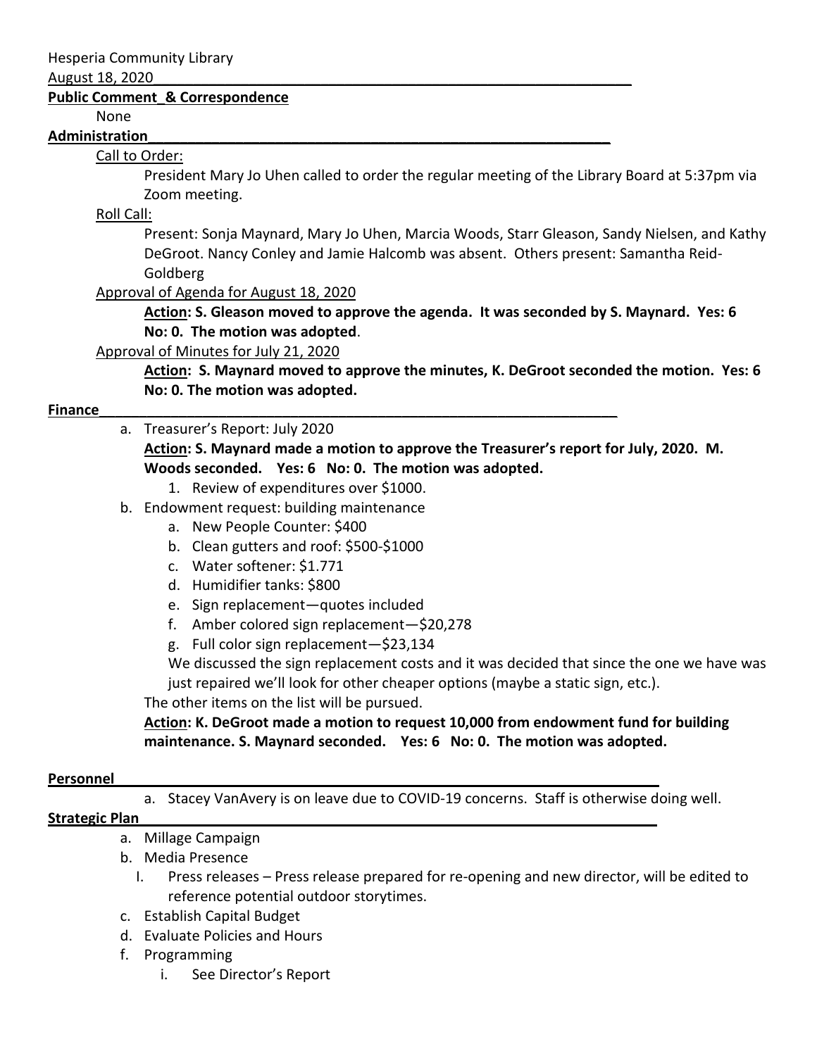Hesperia Community Library

August 18, 2020

**Public Comment_& Correspondence**

None

**Administration**

Call to Order:

President Mary Jo Uhen called to order the regular meeting of the Library Board at 5:37pm via Zoom meeting.

Roll Call:

Present: Sonja Maynard, Mary Jo Uhen, Marcia Woods, Starr Gleason, Sandy Nielsen, and Kathy DeGroot. Nancy Conley and Jamie Halcomb was absent. Others present: Samantha Reid-Goldberg

Approval of Agenda for August 18, 2020

**Action: S. Gleason moved to approve the agenda. It was seconded by S. Maynard. Yes: 6 No: 0. The motion was adopted**.

Approval of Minutes for July 21, 2020

**Action: S. Maynard moved to approve the minutes, K. DeGroot seconded the motion. Yes: 6 No: 0. The motion was adopted.**

**Finance**

a. Treasurer's Report: July 2020

**Action: S. Maynard made a motion to approve the Treasurer's report for July, 2020. M. Woods seconded. Yes: 6 No: 0. The motion was adopted.**

1. Review of expenditures over $1000.

b. Endowment request: building maintenance

a. New People Counter: $400
b. Clean gutters and roof: $500-$1000
c. Water softener: $1.771
d. Humidifier tanks: $800
e. Sign replacement—quotes included
f. Amber colored sign replacement—$20,278
g. Full color sign replacement—$23,134

We discussed the sign replacement costs and it was decided that since the one we have was just repaired we'll look for other cheaper options (maybe a static sign, etc.).

The other items on the list will be pursued.

**Action: K. DeGroot made a motion to request 10,000 from endowment fund for building maintenance. S. Maynard seconded. Yes: 6 No: 0. The motion was adopted.**

**Personnel**

a. Stacey VanAvery is on leave due to COVID-19 concerns. Staff is otherwise doing well.

**Strategic Plan**

a. Millage Campaign
b. Media Presence
   I. Press releases – Press release prepared for re-opening and new director, will be edited to reference potential outdoor storytimes.
c. Establish Capital Budget
d. Evaluate Policies and Hours
f. Programming
   i. See Director's Report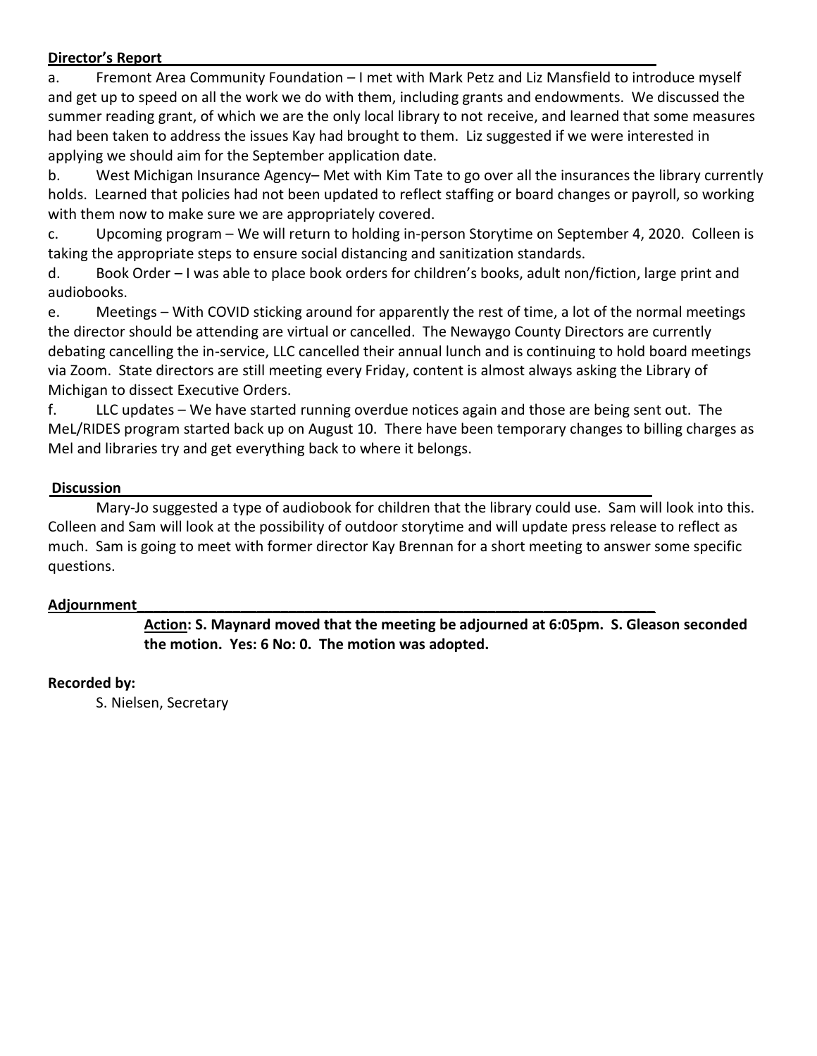**Director's Report**

a. Fremont Area Community Foundation – I met with Mark Petz and Liz Mansfield to introduce myself and get up to speed on all the work we do with them, including grants and endowments. We discussed the summer reading grant, of which we are the only local library to not receive, and learned that some measures had been taken to address the issues Kay had brought to them. Liz suggested if we were interested in applying we should aim for the September application date.

b. West Michigan Insurance Agency– Met with Kim Tate to go over all the insurances the library currently holds. Learned that policies had not been updated to reflect staffing or board changes or payroll, so working with them now to make sure we are appropriately covered.

c. Upcoming program – We will return to holding in-person Storytime on September 4, 2020. Colleen is taking the appropriate steps to ensure social distancing and sanitization standards.

d. Book Order – I was able to place book orders for children's books, adult non/fiction, large print and audiobooks.

e. Meetings – With COVID sticking around for apparently the rest of time, a lot of the normal meetings the director should be attending are virtual or cancelled. The Newaygo County Directors are currently debating cancelling the in-service, LLC cancelled their annual lunch and is continuing to hold board meetings via Zoom. State directors are still meeting every Friday, content is almost always asking the Library of Michigan to dissect Executive Orders.

f. LLC updates – We have started running overdue notices again and those are being sent out. The MeL/RIDES program started back up on August 10. There have been temporary changes to billing charges as Mel and libraries try and get everything back to where it belongs.

**Discussion**

Mary-Jo suggested a type of audiobook for children that the library could use. Sam will look into this. Colleen and Sam will look at the possibility of outdoor storytime and will update press release to reflect as much. Sam is going to meet with former director Kay Brennan for a short meeting to answer some specific questions.

**Adjournment**

**Action: S. Maynard moved that the meeting be adjourned at 6:05pm. S. Gleason seconded the motion. Yes: 6 No: 0. The motion was adopted.**

**Recorded by:**

S. Nielsen, Secretary